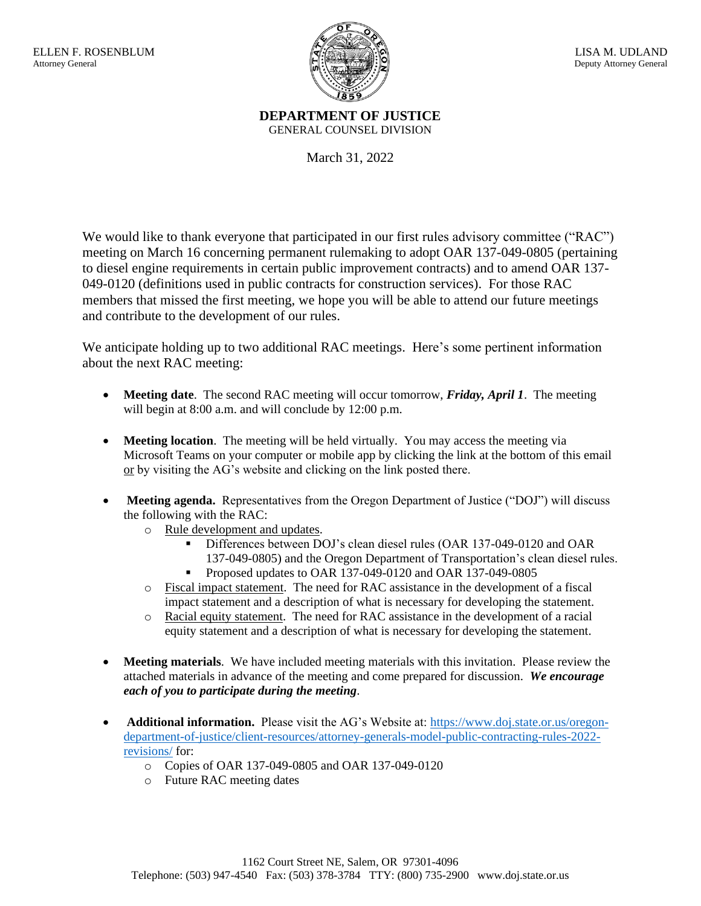ELLEN F. ROSENBLUM
Attorney General

LISA M. UDLAND
Deputy Attorney General

**DEPARTMENT OF JUSTICE**
GENERAL COUNSEL DIVISION

March 31, 2022

We would like to thank everyone that participated in our first rules advisory committee ("RAC") meeting on March 16 concerning permanent rulemaking to adopt OAR 137-049-0805 (pertaining to diesel engine requirements in certain public improvement contracts) and to amend OAR 137-049-0120 (definitions used in public contracts for construction services). For those RAC members that missed the first meeting, we hope you will be able to attend our future meetings and contribute to the development of our rules.

We anticipate holding up to two additional RAC meetings. Here's some pertinent information about the next RAC meeting:

- **Meeting date**. The second RAC meeting will occur tomorrow, ***Friday, April 1***. The meeting will begin at 8:00 a.m. and will conclude by 12:00 p.m.

- **Meeting location**. The meeting will be held virtually. You may access the meeting via Microsoft Teams on your computer or mobile app by clicking the link at the bottom of this email or by visiting the AG's website and clicking on the link posted there.

- **Meeting agenda.** Representatives from the Oregon Department of Justice ("DOJ") will discuss the following with the RAC:
  - Rule development and updates.
    - Differences between DOJ's clean diesel rules (OAR 137-049-0120 and OAR 137-049-0805) and the Oregon Department of Transportation's clean diesel rules.
    - Proposed updates to OAR 137-049-0120 and OAR 137-049-0805
  - Fiscal impact statement. The need for RAC assistance in the development of a fiscal impact statement and a description of what is necessary for developing the statement.
  - Racial equity statement. The need for RAC assistance in the development of a racial equity statement and a description of what is necessary for developing the statement.

- **Meeting materials**. We have included meeting materials with this invitation. Please review the attached materials in advance of the meeting and come prepared for discussion. ***We encourage each of you to participate during the meeting***.

- **Additional information.** Please visit the AG's Website at: https://www.doj.state.or.us/oregon-department-of-justice/client-resources/attorney-generals-model-public-contracting-rules-2022-revisions/ for:
  - Copies of OAR 137-049-0805 and OAR 137-049-0120
  - Future RAC meeting dates

1162 Court Street NE, Salem, OR 97301-4096
Telephone: (503) 947-4540 Fax: (503) 378-3784 TTY: (800) 735-2900 www.doj.state.or.us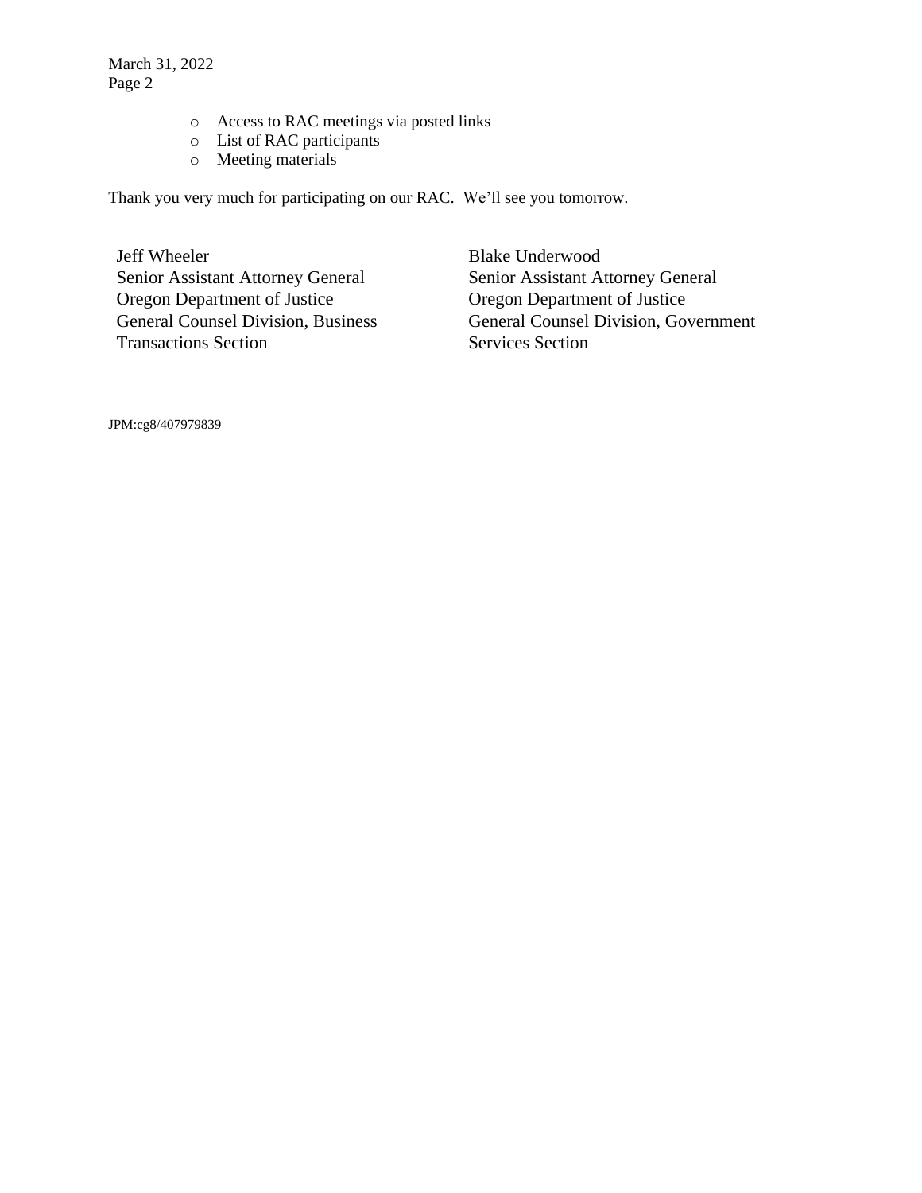- Access to RAC meetings via posted links
- List of RAC participants
- Meeting materials

Thank you very much for participating on our RAC. We'll see you tomorrow.

Jeff Wheeler
Senior Assistant Attorney General
Oregon Department of Justice
General Counsel Division, Business Transactions Section

Blake Underwood
Senior Assistant Attorney General
Oregon Department of Justice
General Counsel Division, Government Services Section

JPM:cg8/407979839